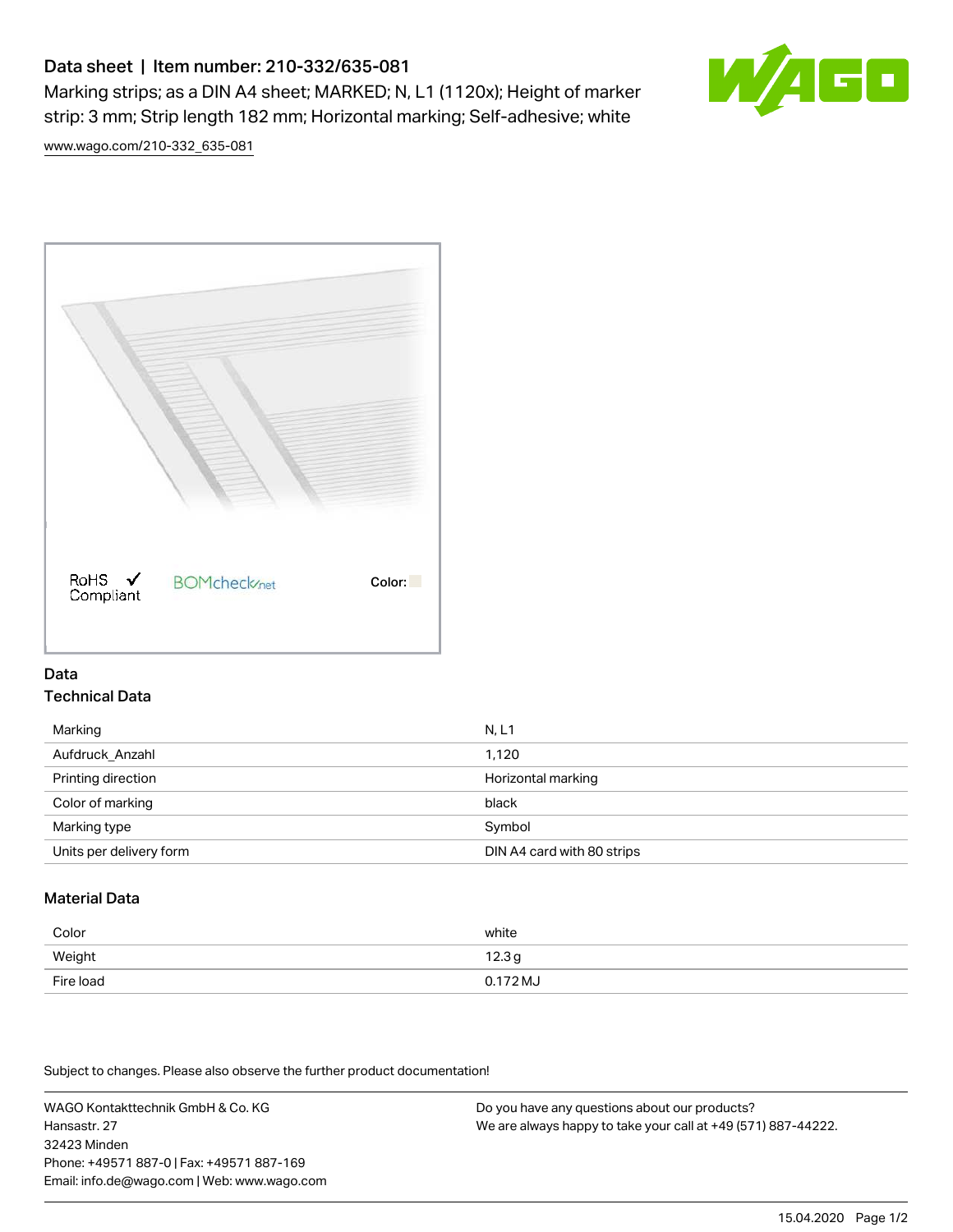# Data sheet | Item number: 210-332/635-081

Marking strips; as a DIN A4 sheet; MARKED; N, L1 (1120x); Height of marker strip: 3 mm; Strip length 182 mm; Horizontal marking; Self-adhesive; white

www.wago.com/210-332_635-081

RoHS ✓ Compliant

BOMcheck.net

Color:

## Data

### Technical Data

| | |
|---|---|
| Marking | N, L1 |
| Aufdruck_Anzahl | 1,120 |
| Printing direction | Horizontal marking |
| Color of marking | black |
| Marking type | Symbol |
| Units per delivery form | DIN A4 card with 80 strips |

### Material Data

| | |
|---|---|
| Color | white |
| Weight | 12.3 g |
| Fire load | 0.172 MJ |

Subject to changes. Please also observe the further product documentation!

WAGO Kontakttechnik GmbH & Co. KG
Hansastr. 27
32423 Minden
Phone: +49571 887-0 | Fax: +49571 887-169
Email: info.de@wago.com | Web: www.wago.com

Do you have any questions about our products?
We are always happy to take your call at +49 (571) 887-44222.

15.04.2020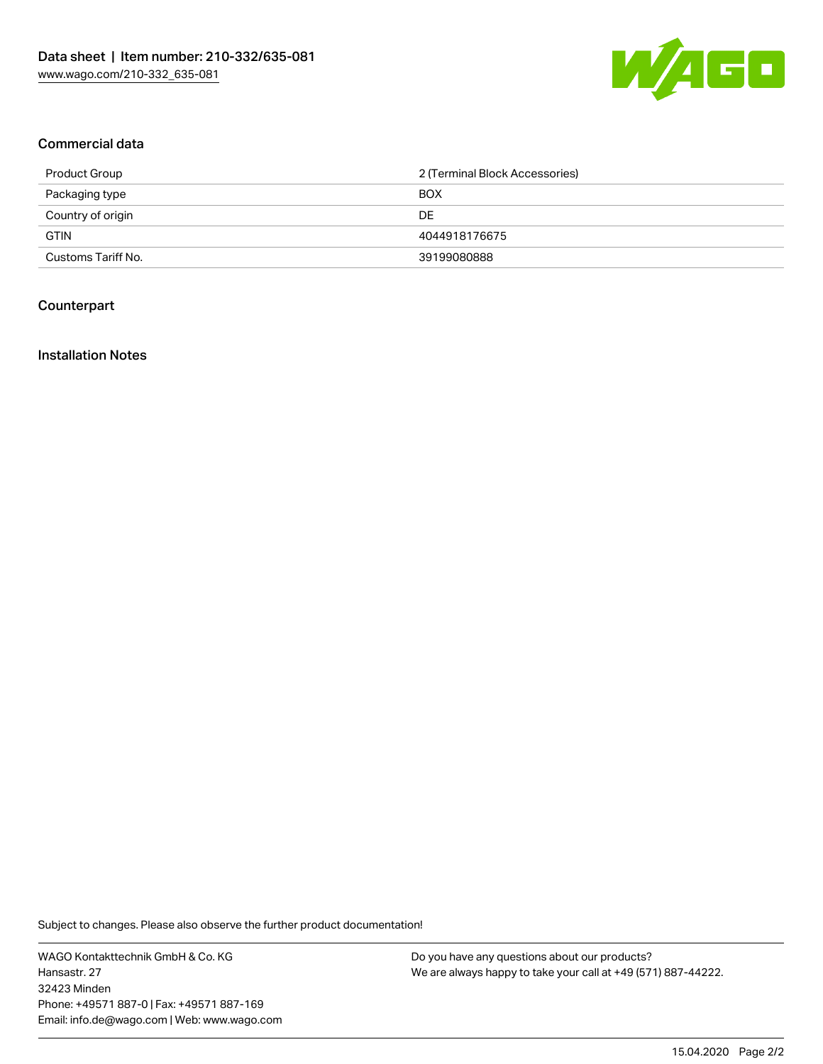## Commercial data

| | |
|---|---|
| Product Group | 2 (Terminal Block Accessories) |
| Packaging type | BOX |
| Country of origin | DE |
| GTIN | 4044918176675 |
| Customs Tariff No. | 39199080888 |

## Counterpart

## Installation Notes

Subject to changes. Please also observe the further product documentation!

WAGO Kontakttechnik GmbH & Co. KG
Hansastr. 27
32423 Minden
Phone: +49571 887-0 | Fax: +49571 887-169
Email: info.de@wago.com | Web: www.wago.com

Do you have any questions about our products?
We are always happy to take your call at +49 (571) 887-44222.